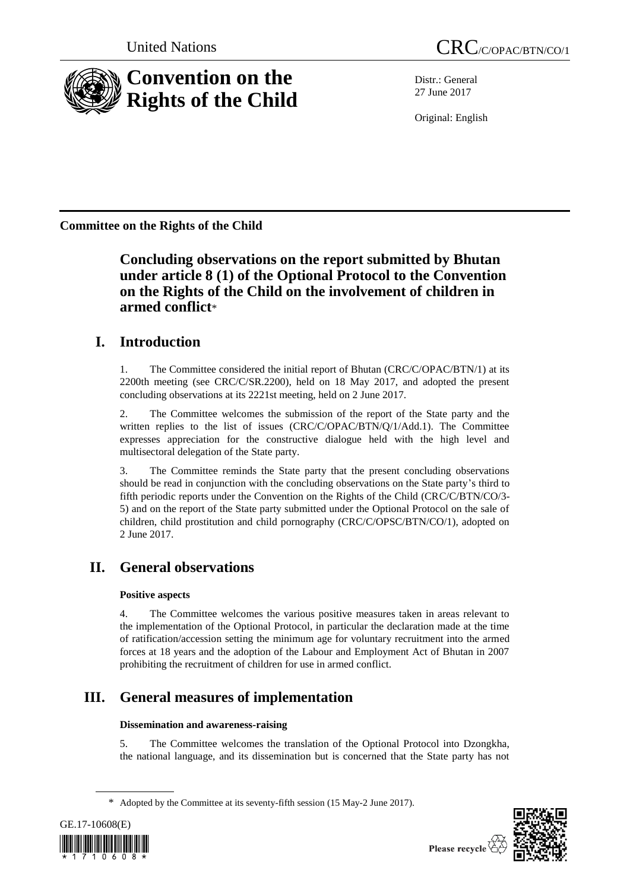United Nations CRC/C/OPAC/BTN/CO/1

# Convention on the Rights of the Child

Distr.: General
27 June 2017

Original: English

**Committee on the Rights of the Child**

## Concluding observations on the report submitted by Bhutan under article 8 (1) of the Optional Protocol to the Convention on the Rights of the Child on the involvement of children in armed conflict*

## I. Introduction

1. The Committee considered the initial report of Bhutan (CRC/C/OPAC/BTN/1) at its 2200th meeting (see CRC/C/SR.2200), held on 18 May 2017, and adopted the present concluding observations at its 2221st meeting, held on 2 June 2017.

2. The Committee welcomes the submission of the report of the State party and the written replies to the list of issues (CRC/C/OPAC/BTN/Q/1/Add.1). The Committee expresses appreciation for the constructive dialogue held with the high level and multisectoral delegation of the State party.

3. The Committee reminds the State party that the present concluding observations should be read in conjunction with the concluding observations on the State party's third to fifth periodic reports under the Convention on the Rights of the Child (CRC/C/BTN/CO/3-5) and on the report of the State party submitted under the Optional Protocol on the sale of children, child prostitution and child pornography (CRC/C/OPSC/BTN/CO/1), adopted on 2 June 2017.

## II. General observations

### Positive aspects

4. The Committee welcomes the various positive measures taken in areas relevant to the implementation of the Optional Protocol, in particular the declaration made at the time of ratification/accession setting the minimum age for voluntary recruitment into the armed forces at 18 years and the adoption of the Labour and Employment Act of Bhutan in 2007 prohibiting the recruitment of children for use in armed conflict.

## III. General measures of implementation

### Dissemination and awareness-raising

5. The Committee welcomes the translation of the Optional Protocol into Dzongkha, the national language, and its dissemination but is concerned that the State party has not

\* Adopted by the Committee at its seventy-fifth session (15 May-2 June 2017).

GE.17-10608(E)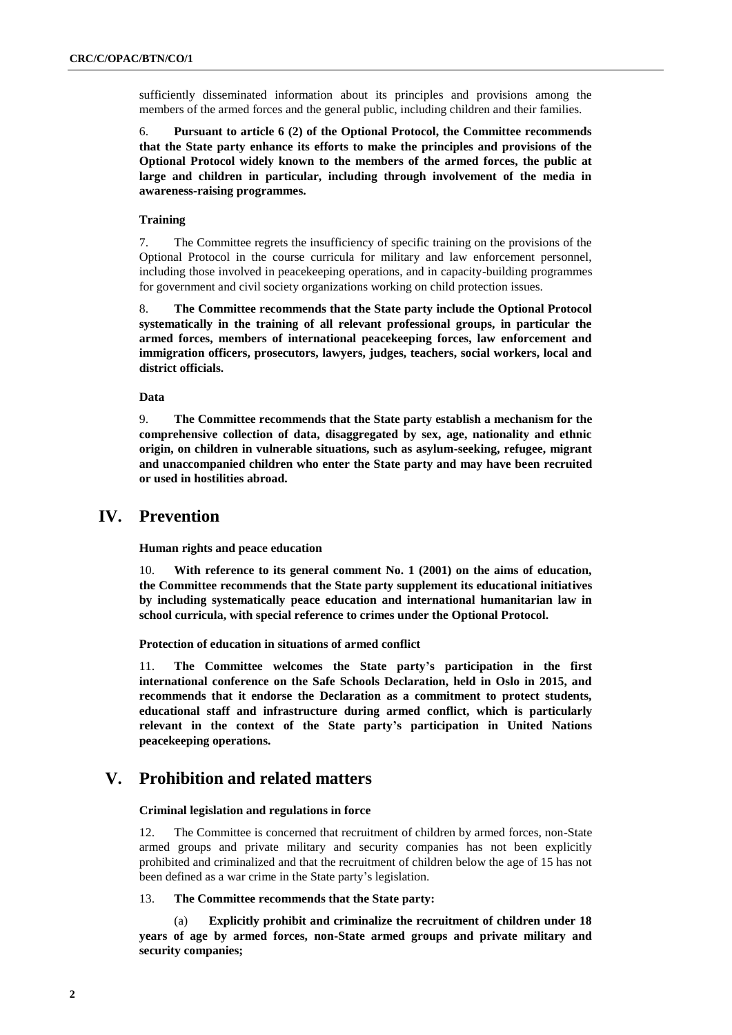sufficiently disseminated information about its principles and provisions among the members of the armed forces and the general public, including children and their families.

6. **Pursuant to article 6 (2) of the Optional Protocol, the Committee recommends that the State party enhance its efforts to make the principles and provisions of the Optional Protocol widely known to the members of the armed forces, the public at large and children in particular, including through involvement of the media in awareness-raising programmes.**

#### Training

7. The Committee regrets the insufficiency of specific training on the provisions of the Optional Protocol in the course curricula for military and law enforcement personnel, including those involved in peacekeeping operations, and in capacity-building programmes for government and civil society organizations working on child protection issues.

8. **The Committee recommends that the State party include the Optional Protocol systematically in the training of all relevant professional groups, in particular the armed forces, members of international peacekeeping forces, law enforcement and immigration officers, prosecutors, lawyers, judges, teachers, social workers, local and district officials.**

#### Data

9. **The Committee recommends that the State party establish a mechanism for the comprehensive collection of data, disaggregated by sex, age, nationality and ethnic origin, on children in vulnerable situations, such as asylum-seeking, refugee, migrant and unaccompanied children who enter the State party and may have been recruited or used in hostilities abroad.**

## IV. Prevention

#### Human rights and peace education

10. **With reference to its general comment No. 1 (2001) on the aims of education, the Committee recommends that the State party supplement its educational initiatives by including systematically peace education and international humanitarian law in school curricula, with special reference to crimes under the Optional Protocol.**

#### Protection of education in situations of armed conflict

11. **The Committee welcomes the State party's participation in the first international conference on the Safe Schools Declaration, held in Oslo in 2015, and recommends that it endorse the Declaration as a commitment to protect students, educational staff and infrastructure during armed conflict, which is particularly relevant in the context of the State party's participation in United Nations peacekeeping operations.**

## V. Prohibition and related matters

#### Criminal legislation and regulations in force

12. The Committee is concerned that recruitment of children by armed forces, non-State armed groups and private military and security companies has not been explicitly prohibited and criminalized and that the recruitment of children below the age of 15 has not been defined as a war crime in the State party's legislation.

13. **The Committee recommends that the State party:**

(a) **Explicitly prohibit and criminalize the recruitment of children under 18 years of age by armed forces, non-State armed groups and private military and security companies;**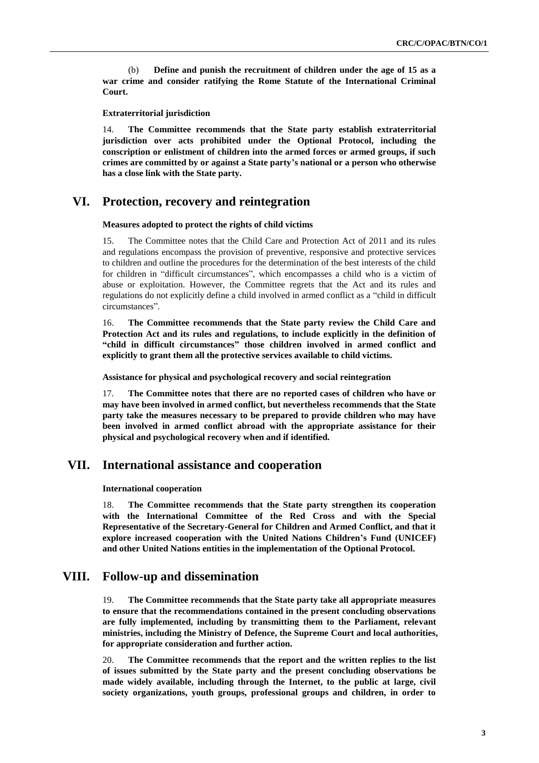(b) **Define and punish the recruitment of children under the age of 15 as a war crime and consider ratifying the Rome Statute of the International Criminal Court.**

**Extraterritorial jurisdiction**

14. **The Committee recommends that the State party establish extraterritorial jurisdiction over acts prohibited under the Optional Protocol, including the conscription or enlistment of children into the armed forces or armed groups, if such crimes are committed by or against a State party's national or a person who otherwise has a close link with the State party.**

## VI. Protection, recovery and reintegration

**Measures adopted to protect the rights of child victims**

15. The Committee notes that the Child Care and Protection Act of 2011 and its rules and regulations encompass the provision of preventive, responsive and protective services to children and outline the procedures for the determination of the best interests of the child for children in "difficult circumstances", which encompasses a child who is a victim of abuse or exploitation. However, the Committee regrets that the Act and its rules and regulations do not explicitly define a child involved in armed conflict as a "child in difficult circumstances".

16. **The Committee recommends that the State party review the Child Care and Protection Act and its rules and regulations, to include explicitly in the definition of "child in difficult circumstances" those children involved in armed conflict and explicitly to grant them all the protective services available to child victims.**

**Assistance for physical and psychological recovery and social reintegration**

17. **The Committee notes that there are no reported cases of children who have or may have been involved in armed conflict, but nevertheless recommends that the State party take the measures necessary to be prepared to provide children who may have been involved in armed conflict abroad with the appropriate assistance for their physical and psychological recovery when and if identified.**

## VII. International assistance and cooperation

**International cooperation**

18. **The Committee recommends that the State party strengthen its cooperation with the International Committee of the Red Cross and with the Special Representative of the Secretary-General for Children and Armed Conflict, and that it explore increased cooperation with the United Nations Children's Fund (UNICEF) and other United Nations entities in the implementation of the Optional Protocol.**

## VIII. Follow-up and dissemination

19. **The Committee recommends that the State party take all appropriate measures to ensure that the recommendations contained in the present concluding observations are fully implemented, including by transmitting them to the Parliament, relevant ministries, including the Ministry of Defence, the Supreme Court and local authorities, for appropriate consideration and further action.**

20. **The Committee recommends that the report and the written replies to the list of issues submitted by the State party and the present concluding observations be made widely available, including through the Internet, to the public at large, civil society organizations, youth groups, professional groups and children, in order to**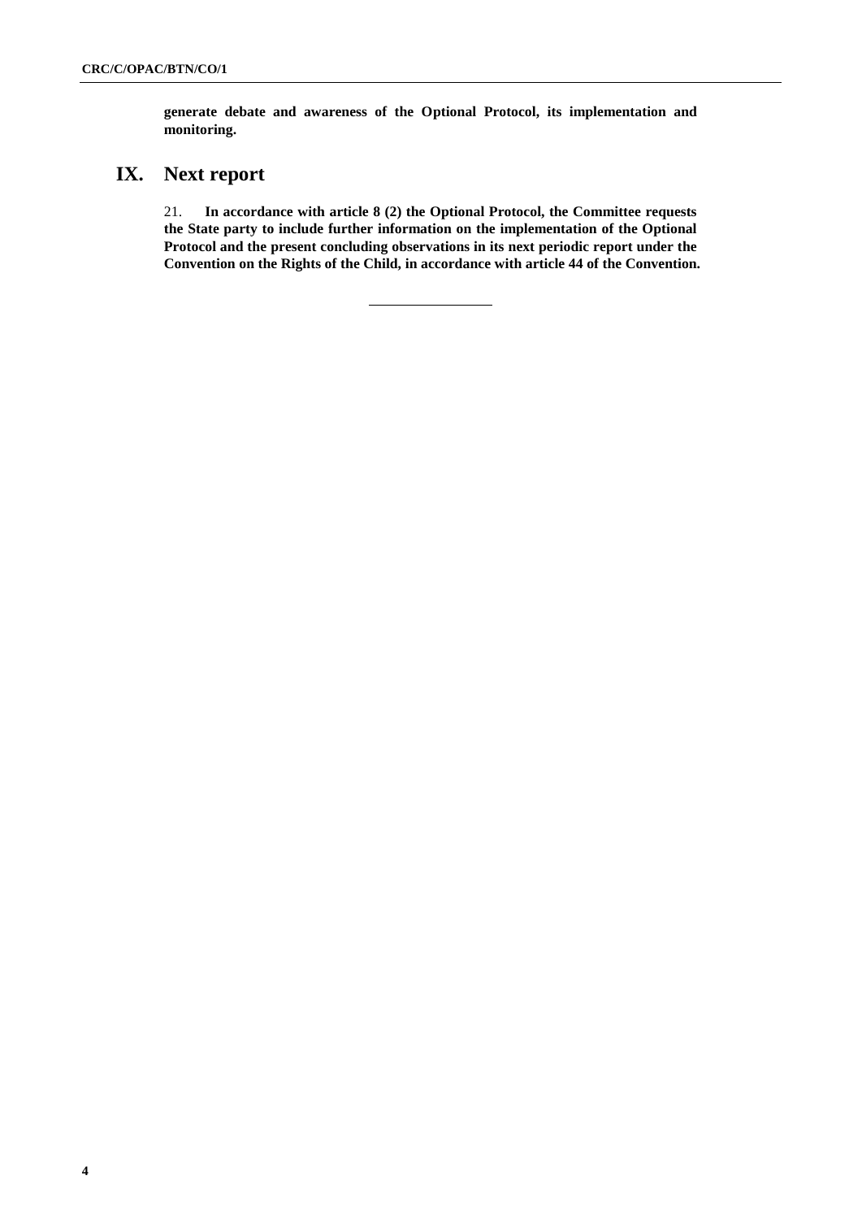**generate debate and awareness of the Optional Protocol, its implementation and monitoring.**

## IX. Next report

21. **In accordance with article 8 (2) the Optional Protocol, the Committee requests the State party to include further information on the implementation of the Optional Protocol and the present concluding observations in its next periodic report under the Convention on the Rights of the Child, in accordance with article 44 of the Convention.**